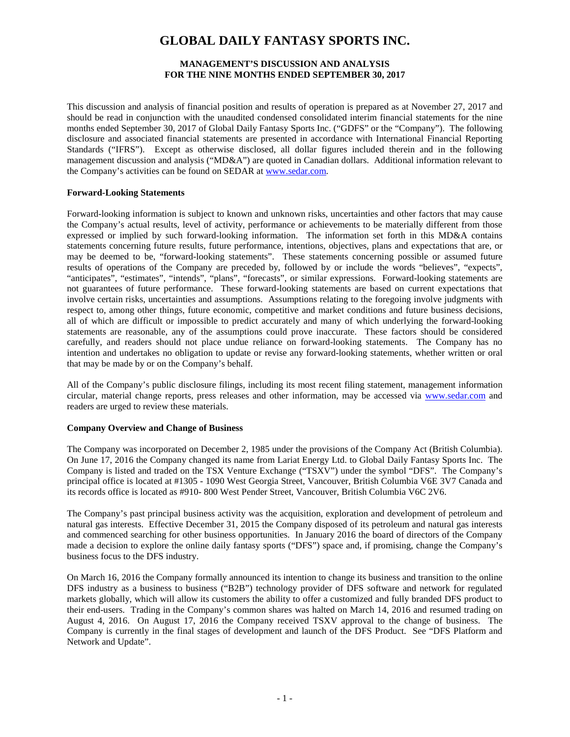# GLOBAL DAILY FANTASY SPORTS INC.

**MANAGEMENT'S DISCUSSION AND ANALYSIS**
**FOR THE NINE MONTHS ENDED SEPTEMBER 30, 2017**

This discussion and analysis of financial position and results of operation is prepared as at November 27, 2017 and should be read in conjunction with the unaudited condensed consolidated interim financial statements for the nine months ended September 30, 2017 of Global Daily Fantasy Sports Inc. ("GDFS" or the "Company"). The following disclosure and associated financial statements are presented in accordance with International Financial Reporting Standards ("IFRS"). Except as otherwise disclosed, all dollar figures included therein and in the following management discussion and analysis ("MD&A") are quoted in Canadian dollars. Additional information relevant to the Company's activities can be found on SEDAR at www.sedar.com.

**Forward-Looking Statements**

Forward-looking information is subject to known and unknown risks, uncertainties and other factors that may cause the Company's actual results, level of activity, performance or achievements to be materially different from those expressed or implied by such forward-looking information. The information set forth in this MD&A contains statements concerning future results, future performance, intentions, objectives, plans and expectations that are, or may be deemed to be, "forward-looking statements". These statements concerning possible or assumed future results of operations of the Company are preceded by, followed by or include the words "believes", "expects", "anticipates", "estimates", "intends", "plans", "forecasts", or similar expressions. Forward-looking statements are not guarantees of future performance. These forward-looking statements are based on current expectations that involve certain risks, uncertainties and assumptions. Assumptions relating to the foregoing involve judgments with respect to, among other things, future economic, competitive and market conditions and future business decisions, all of which are difficult or impossible to predict accurately and many of which underlying the forward-looking statements are reasonable, any of the assumptions could prove inaccurate. These factors should be considered carefully, and readers should not place undue reliance on forward-looking statements. The Company has no intention and undertakes no obligation to update or revise any forward-looking statements, whether written or oral that may be made by or on the Company's behalf.

All of the Company's public disclosure filings, including its most recent filing statement, management information circular, material change reports, press releases and other information, may be accessed via www.sedar.com and readers are urged to review these materials.

**Company Overview and Change of Business**

The Company was incorporated on December 2, 1985 under the provisions of the Company Act (British Columbia). On June 17, 2016 the Company changed its name from Lariat Energy Ltd. to Global Daily Fantasy Sports Inc. The Company is listed and traded on the TSX Venture Exchange ("TSXV") under the symbol "DFS". The Company's principal office is located at #1305 - 1090 West Georgia Street, Vancouver, British Columbia V6E 3V7 Canada and its records office is located as #910- 800 West Pender Street, Vancouver, British Columbia V6C 2V6.

The Company's past principal business activity was the acquisition, exploration and development of petroleum and natural gas interests. Effective December 31, 2015 the Company disposed of its petroleum and natural gas interests and commenced searching for other business opportunities. In January 2016 the board of directors of the Company made a decision to explore the online daily fantasy sports ("DFS") space and, if promising, change the Company's business focus to the DFS industry.

On March 16, 2016 the Company formally announced its intention to change its business and transition to the online DFS industry as a business to business ("B2B") technology provider of DFS software and network for regulated markets globally, which will allow its customers the ability to offer a customized and fully branded DFS product to their end-users. Trading in the Company's common shares was halted on March 14, 2016 and resumed trading on August 4, 2016. On August 17, 2016 the Company received TSXV approval to the change of business. The Company is currently in the final stages of development and launch of the DFS Product. See "DFS Platform and Network and Update".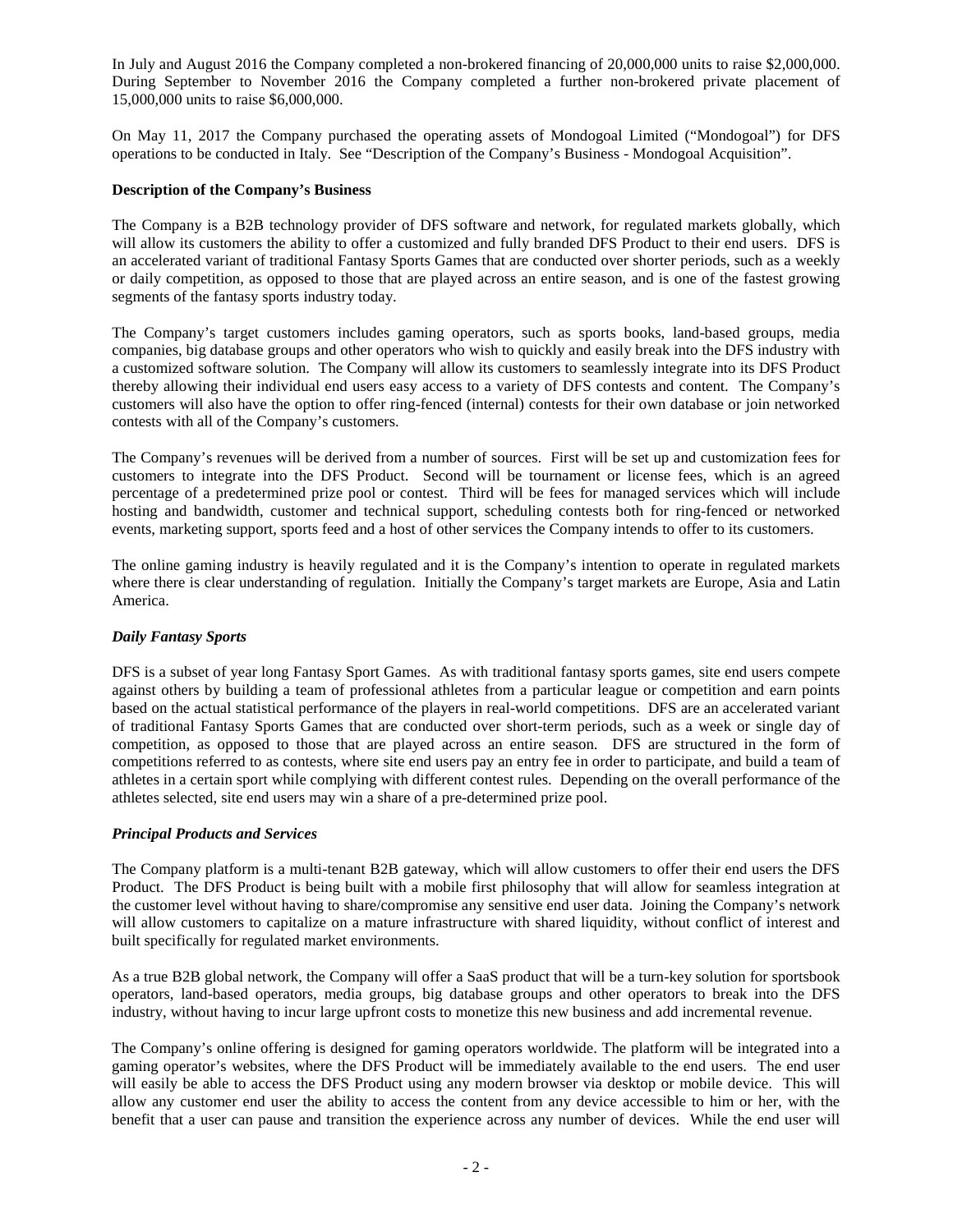In July and August 2016 the Company completed a non-brokered financing of 20,000,000 units to raise $2,000,000. During September to November 2016 the Company completed a further non-brokered private placement of 15,000,000 units to raise $6,000,000.

On May 11, 2017 the Company purchased the operating assets of Mondogoal Limited ("Mondogoal") for DFS operations to be conducted in Italy. See "Description of the Company's Business - Mondogoal Acquisition".

**Description of the Company's Business**

The Company is a B2B technology provider of DFS software and network, for regulated markets globally, which will allow its customers the ability to offer a customized and fully branded DFS Product to their end users. DFS is an accelerated variant of traditional Fantasy Sports Games that are conducted over shorter periods, such as a weekly or daily competition, as opposed to those that are played across an entire season, and is one of the fastest growing segments of the fantasy sports industry today.

The Company's target customers includes gaming operators, such as sports books, land-based groups, media companies, big database groups and other operators who wish to quickly and easily break into the DFS industry with a customized software solution. The Company will allow its customers to seamlessly integrate into its DFS Product thereby allowing their individual end users easy access to a variety of DFS contests and content. The Company's customers will also have the option to offer ring-fenced (internal) contests for their own database or join networked contests with all of the Company's customers.

The Company's revenues will be derived from a number of sources. First will be set up and customization fees for customers to integrate into the DFS Product. Second will be tournament or license fees, which is an agreed percentage of a predetermined prize pool or contest. Third will be fees for managed services which will include hosting and bandwidth, customer and technical support, scheduling contests both for ring-fenced or networked events, marketing support, sports feed and a host of other services the Company intends to offer to its customers.

The online gaming industry is heavily regulated and it is the Company's intention to operate in regulated markets where there is clear understanding of regulation. Initially the Company's target markets are Europe, Asia and Latin America.

***Daily Fantasy Sports***

DFS is a subset of year long Fantasy Sport Games. As with traditional fantasy sports games, site end users compete against others by building a team of professional athletes from a particular league or competition and earn points based on the actual statistical performance of the players in real-world competitions. DFS are an accelerated variant of traditional Fantasy Sports Games that are conducted over short-term periods, such as a week or single day of competition, as opposed to those that are played across an entire season. DFS are structured in the form of competitions referred to as contests, where site end users pay an entry fee in order to participate, and build a team of athletes in a certain sport while complying with different contest rules. Depending on the overall performance of the athletes selected, site end users may win a share of a pre-determined prize pool.

***Principal Products and Services***

The Company platform is a multi-tenant B2B gateway, which will allow customers to offer their end users the DFS Product. The DFS Product is being built with a mobile first philosophy that will allow for seamless integration at the customer level without having to share/compromise any sensitive end user data. Joining the Company's network will allow customers to capitalize on a mature infrastructure with shared liquidity, without conflict of interest and built specifically for regulated market environments.

As a true B2B global network, the Company will offer a SaaS product that will be a turn-key solution for sportsbook operators, land-based operators, media groups, big database groups and other operators to break into the DFS industry, without having to incur large upfront costs to monetize this new business and add incremental revenue.

The Company's online offering is designed for gaming operators worldwide. The platform will be integrated into a gaming operator's websites, where the DFS Product will be immediately available to the end users. The end user will easily be able to access the DFS Product using any modern browser via desktop or mobile device. This will allow any customer end user the ability to access the content from any device accessible to him or her, with the benefit that a user can pause and transition the experience across any number of devices. While the end user will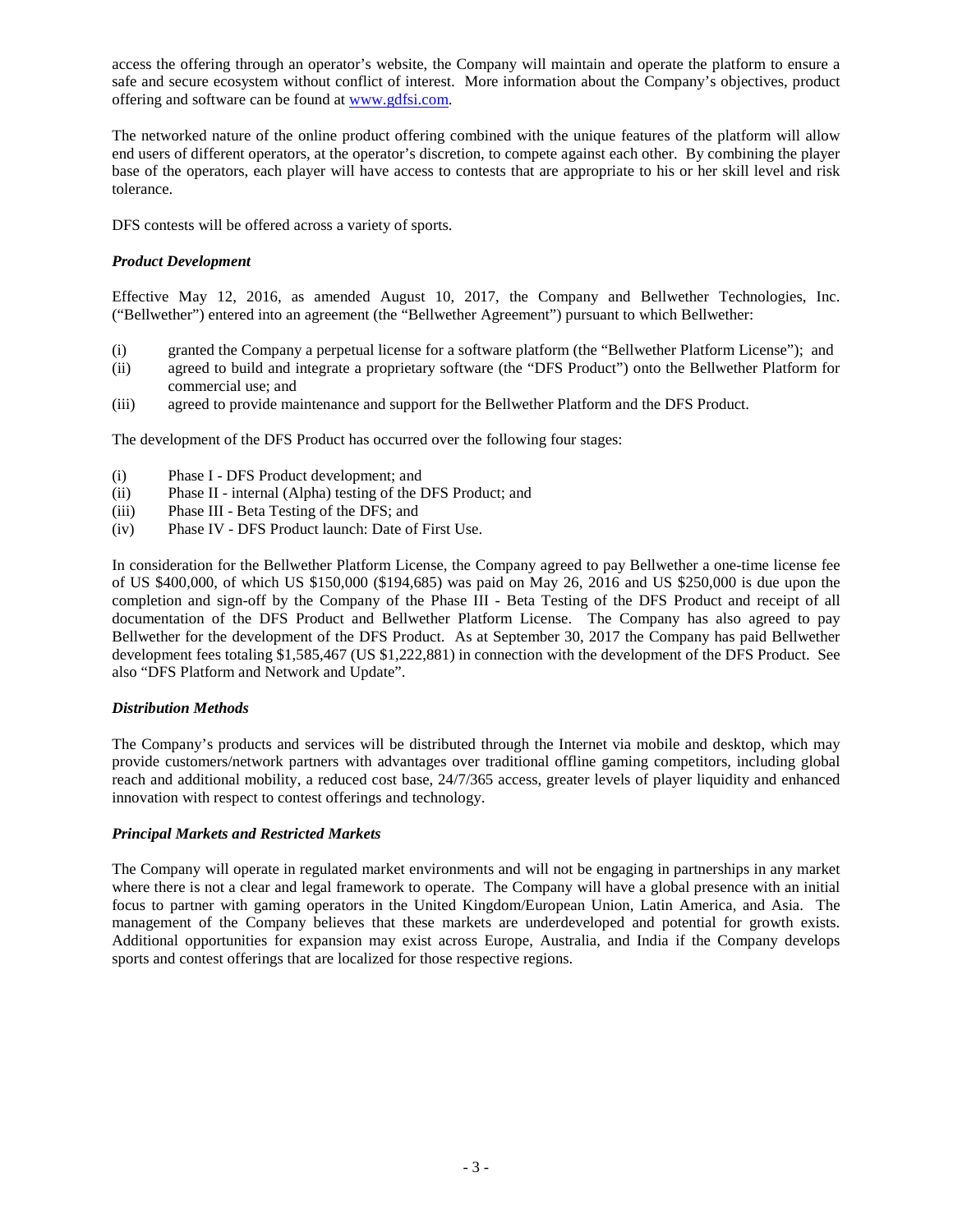access the offering through an operator's website, the Company will maintain and operate the platform to ensure a safe and secure ecosystem without conflict of interest. More information about the Company's objectives, product offering and software can be found at www.gdfsi.com.

The networked nature of the online product offering combined with the unique features of the platform will allow end users of different operators, at the operator's discretion, to compete against each other. By combining the player base of the operators, each player will have access to contests that are appropriate to his or her skill level and risk tolerance.

DFS contests will be offered across a variety of sports.

***Product Development***

Effective May 12, 2016, as amended August 10, 2017, the Company and Bellwether Technologies, Inc. ("Bellwether") entered into an agreement (the "Bellwether Agreement") pursuant to which Bellwether:

(i) granted the Company a perpetual license for a software platform (the "Bellwether Platform License"); and
(ii) agreed to build and integrate a proprietary software (the "DFS Product") onto the Bellwether Platform for commercial use; and
(iii) agreed to provide maintenance and support for the Bellwether Platform and the DFS Product.

The development of the DFS Product has occurred over the following four stages:

(i) Phase I - DFS Product development; and
(ii) Phase II - internal (Alpha) testing of the DFS Product; and
(iii) Phase III - Beta Testing of the DFS; and
(iv) Phase IV - DFS Product launch: Date of First Use.

In consideration for the Bellwether Platform License, the Company agreed to pay Bellwether a one-time license fee of US $400,000, of which US $150,000 ($194,685) was paid on May 26, 2016 and US $250,000 is due upon the completion and sign-off by the Company of the Phase III - Beta Testing of the DFS Product and receipt of all documentation of the DFS Product and Bellwether Platform License. The Company has also agreed to pay Bellwether for the development of the DFS Product. As at September 30, 2017 the Company has paid Bellwether development fees totaling $1,585,467 (US $1,222,881) in connection with the development of the DFS Product. See also "DFS Platform and Network and Update".

***Distribution Methods***

The Company's products and services will be distributed through the Internet via mobile and desktop, which may provide customers/network partners with advantages over traditional offline gaming competitors, including global reach and additional mobility, a reduced cost base, 24/7/365 access, greater levels of player liquidity and enhanced innovation with respect to contest offerings and technology.

***Principal Markets and Restricted Markets***

The Company will operate in regulated market environments and will not be engaging in partnerships in any market where there is not a clear and legal framework to operate. The Company will have a global presence with an initial focus to partner with gaming operators in the United Kingdom/European Union, Latin America, and Asia. The management of the Company believes that these markets are underdeveloped and potential for growth exists. Additional opportunities for expansion may exist across Europe, Australia, and India if the Company develops sports and contest offerings that are localized for those respective regions.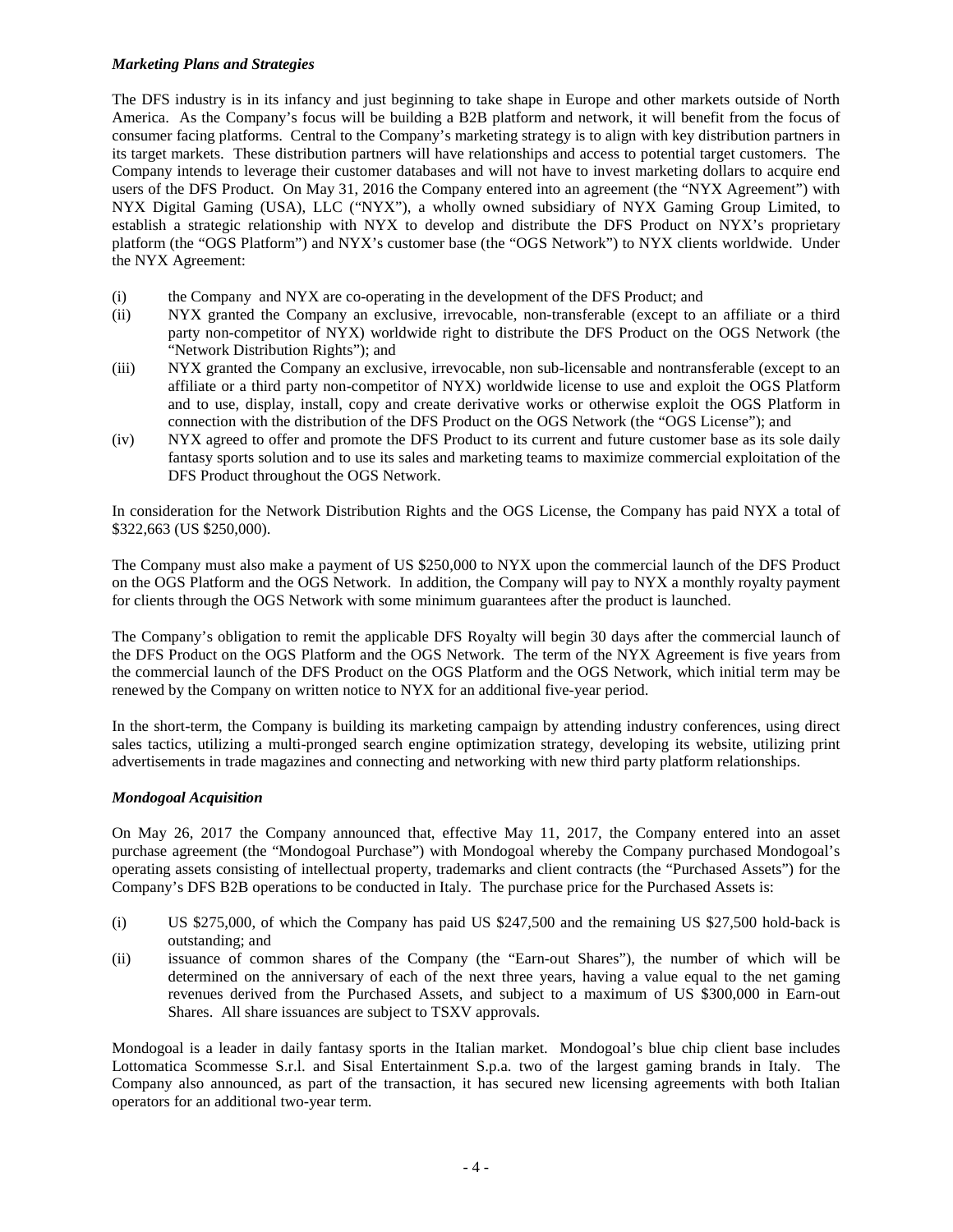### *Marketing Plans and Strategies*

The DFS industry is in its infancy and just beginning to take shape in Europe and other markets outside of North America. As the Company's focus will be building a B2B platform and network, it will benefit from the focus of consumer facing platforms. Central to the Company's marketing strategy is to align with key distribution partners in its target markets. These distribution partners will have relationships and access to potential target customers. The Company intends to leverage their customer databases and will not have to invest marketing dollars to acquire end users of the DFS Product. On May 31, 2016 the Company entered into an agreement (the "NYX Agreement") with NYX Digital Gaming (USA), LLC ("NYX"), a wholly owned subsidiary of NYX Gaming Group Limited, to establish a strategic relationship with NYX to develop and distribute the DFS Product on NYX's proprietary platform (the "OGS Platform") and NYX's customer base (the "OGS Network") to NYX clients worldwide. Under the NYX Agreement:

(i) the Company and NYX are co-operating in the development of the DFS Product; and

(ii) NYX granted the Company an exclusive, irrevocable, non-transferable (except to an affiliate or a third party non-competitor of NYX) worldwide right to distribute the DFS Product on the OGS Network (the "Network Distribution Rights"); and

(iii) NYX granted the Company an exclusive, irrevocable, non sub-licensable and nontransferable (except to an affiliate or a third party non-competitor of NYX) worldwide license to use and exploit the OGS Platform and to use, display, install, copy and create derivative works or otherwise exploit the OGS Platform in connection with the distribution of the DFS Product on the OGS Network (the "OGS License"); and

(iv) NYX agreed to offer and promote the DFS Product to its current and future customer base as its sole daily fantasy sports solution and to use its sales and marketing teams to maximize commercial exploitation of the DFS Product throughout the OGS Network.

In consideration for the Network Distribution Rights and the OGS License, the Company has paid NYX a total of $322,663 (US $250,000).

The Company must also make a payment of US $250,000 to NYX upon the commercial launch of the DFS Product on the OGS Platform and the OGS Network. In addition, the Company will pay to NYX a monthly royalty payment for clients through the OGS Network with some minimum guarantees after the product is launched.

The Company's obligation to remit the applicable DFS Royalty will begin 30 days after the commercial launch of the DFS Product on the OGS Platform and the OGS Network. The term of the NYX Agreement is five years from the commercial launch of the DFS Product on the OGS Platform and the OGS Network, which initial term may be renewed by the Company on written notice to NYX for an additional five-year period.

In the short-term, the Company is building its marketing campaign by attending industry conferences, using direct sales tactics, utilizing a multi-pronged search engine optimization strategy, developing its website, utilizing print advertisements in trade magazines and connecting and networking with new third party platform relationships.

### *Mondogoal Acquisition*

On May 26, 2017 the Company announced that, effective May 11, 2017, the Company entered into an asset purchase agreement (the "Mondogoal Purchase") with Mondogoal whereby the Company purchased Mondogoal's operating assets consisting of intellectual property, trademarks and client contracts (the "Purchased Assets") for the Company's DFS B2B operations to be conducted in Italy. The purchase price for the Purchased Assets is:

(i) US $275,000, of which the Company has paid US $247,500 and the remaining US $27,500 hold-back is outstanding; and

(ii) issuance of common shares of the Company (the "Earn-out Shares"), the number of which will be determined on the anniversary of each of the next three years, having a value equal to the net gaming revenues derived from the Purchased Assets, and subject to a maximum of US $300,000 in Earn-out Shares. All share issuances are subject to TSXV approvals.

Mondogoal is a leader in daily fantasy sports in the Italian market. Mondogoal's blue chip client base includes Lottomatica Scommesse S.r.l. and Sisal Entertainment S.p.a. two of the largest gaming brands in Italy. The Company also announced, as part of the transaction, it has secured new licensing agreements with both Italian operators for an additional two-year term.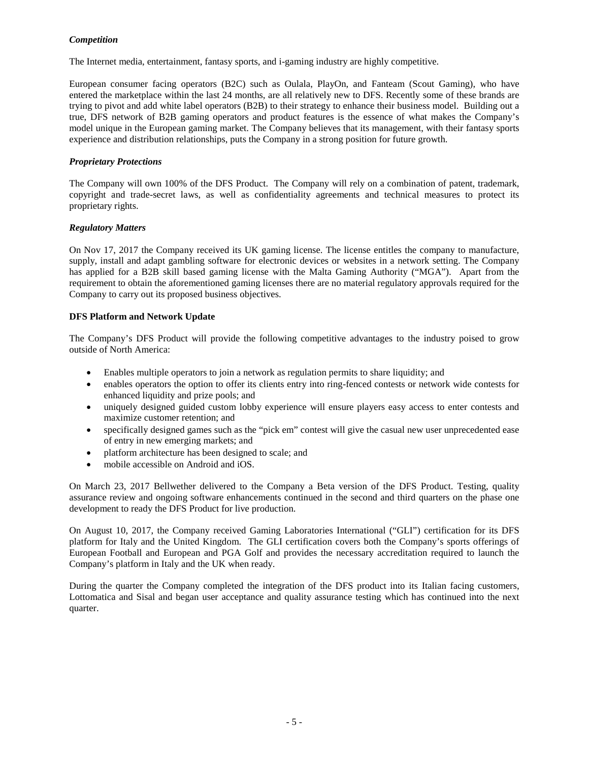*Competition*

The Internet media, entertainment, fantasy sports, and i-gaming industry are highly competitive.

European consumer facing operators (B2C) such as Oulala, PlayOn, and Fanteam (Scout Gaming), who have entered the marketplace within the last 24 months, are all relatively new to DFS. Recently some of these brands are trying to pivot and add white label operators (B2B) to their strategy to enhance their business model. Building out a true, DFS network of B2B gaming operators and product features is the essence of what makes the Company's model unique in the European gaming market. The Company believes that its management, with their fantasy sports experience and distribution relationships, puts the Company in a strong position for future growth.

*Proprietary Protections*

The Company will own 100% of the DFS Product. The Company will rely on a combination of patent, trademark, copyright and trade-secret laws, as well as confidentiality agreements and technical measures to protect its proprietary rights.

*Regulatory Matters*

On Nov 17, 2017 the Company received its UK gaming license. The license entitles the company to manufacture, supply, install and adapt gambling software for electronic devices or websites in a network setting. The Company has applied for a B2B skill based gaming license with the Malta Gaming Authority ("MGA"). Apart from the requirement to obtain the aforementioned gaming licenses there are no material regulatory approvals required for the Company to carry out its proposed business objectives.

**DFS Platform and Network Update**

The Company's DFS Product will provide the following competitive advantages to the industry poised to grow outside of North America:

- Enables multiple operators to join a network as regulation permits to share liquidity; and
- enables operators the option to offer its clients entry into ring-fenced contests or network wide contests for enhanced liquidity and prize pools; and
- uniquely designed guided custom lobby experience will ensure players easy access to enter contests and maximize customer retention; and
- specifically designed games such as the "pick em" contest will give the casual new user unprecedented ease of entry in new emerging markets; and
- platform architecture has been designed to scale; and
- mobile accessible on Android and iOS.

On March 23, 2017 Bellwether delivered to the Company a Beta version of the DFS Product. Testing, quality assurance review and ongoing software enhancements continued in the second and third quarters on the phase one development to ready the DFS Product for live production.

On August 10, 2017, the Company received Gaming Laboratories International ("GLI") certification for its DFS platform for Italy and the United Kingdom. The GLI certification covers both the Company's sports offerings of European Football and European and PGA Golf and provides the necessary accreditation required to launch the Company's platform in Italy and the UK when ready.

During the quarter the Company completed the integration of the DFS product into its Italian facing customers, Lottomatica and Sisal and began user acceptance and quality assurance testing which has continued into the next quarter.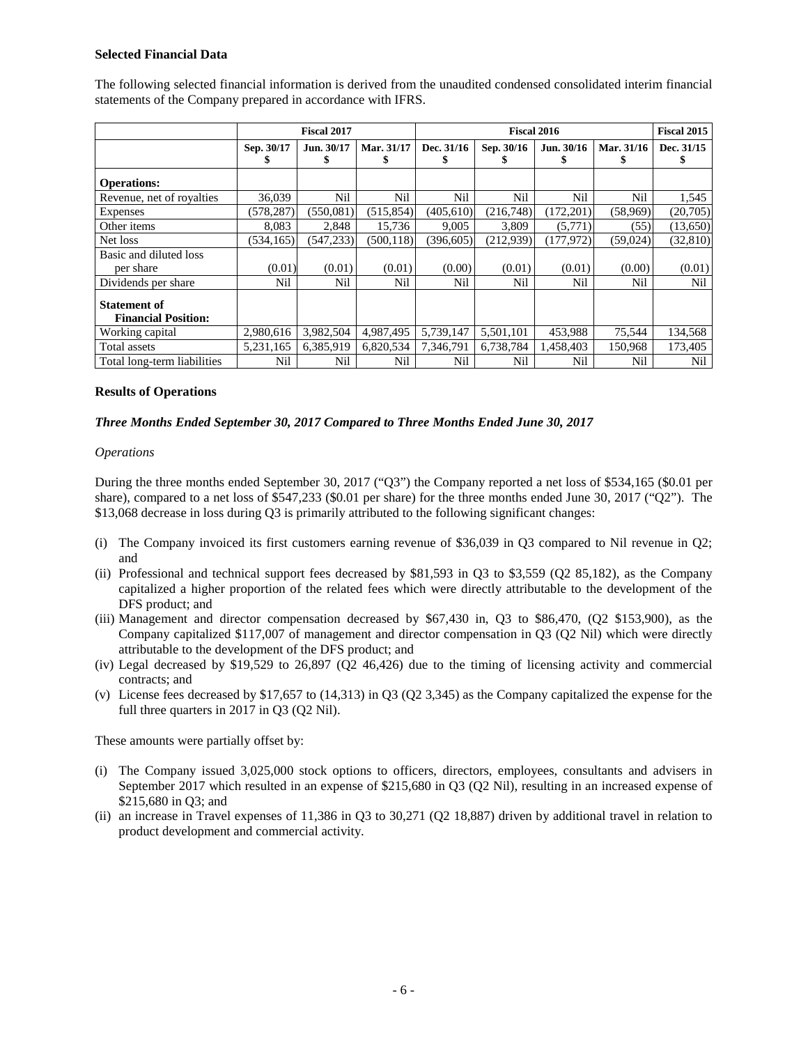**Selected Financial Data**

The following selected financial information is derived from the unaudited condensed consolidated interim financial statements of the Company prepared in accordance with IFRS.

| | Fiscal 2017 | | | Fiscal 2016 | | | | Fiscal 2015 |
|---|---|---|---|---|---|---|---|---|
| | Sep. 30/17 $ | Jun. 30/17 $ | Mar. 31/17 $ | Dec. 31/16 $ | Sep. 30/16 $ | Jun. 30/16 $ | Mar. 31/16 $ | Dec. 31/15 $ |
| **Operations:** | | | | | | | | |
| Revenue, net of royalties | 36,039 | Nil | Nil | Nil | Nil | Nil | Nil | 1,545 |
| Expenses | (578,287) | (550,081) | (515,854) | (405,610) | (216,748) | (172,201) | (58,969) | (20,705) |
| Other items | 8,083 | 2,848 | 15,736 | 9,005 | 3,809 | (5,771) | (55) | (13,650) |
| Net loss | (534,165) | (547,233) | (500,118) | (396,605) | (212,939) | (177,972) | (59,024) | (32,810) |
| Basic and diluted loss per share | (0.01) | (0.01) | (0.01) | (0.00) | (0.01) | (0.01) | (0.00) | (0.01) |
| Dividends per share | Nil | Nil | Nil | Nil | Nil | Nil | Nil | Nil |
| **Statement of Financial Position:** | | | | | | | | |
| Working capital | 2,980,616 | 3,982,504 | 4,987,495 | 5,739,147 | 5,501,101 | 453,988 | 75,544 | 134,568 |
| Total assets | 5,231,165 | 6,385,919 | 6,820,534 | 7,346,791 | 6,738,784 | 1,458,403 | 150,968 | 173,405 |
| Total long-term liabilities | Nil | Nil | Nil | Nil | Nil | Nil | Nil | Nil |

**Results of Operations**

***Three Months Ended September 30, 2017 Compared to Three Months Ended June 30, 2017***

*Operations*

During the three months ended September 30, 2017 ("Q3") the Company reported a net loss of $534,165 ($0.01 per share), compared to a net loss of $547,233 ($0.01 per share) for the three months ended June 30, 2017 ("Q2"). The $13,068 decrease in loss during Q3 is primarily attributed to the following significant changes:

(i) The Company invoiced its first customers earning revenue of $36,039 in Q3 compared to Nil revenue in Q2; and
(ii) Professional and technical support fees decreased by $81,593 in Q3 to $3,559 (Q2 85,182), as the Company capitalized a higher proportion of the related fees which were directly attributable to the development of the DFS product; and
(iii) Management and director compensation decreased by $67,430 in, Q3 to $86,470, (Q2 $153,900), as the Company capitalized $117,007 of management and director compensation in Q3 (Q2 Nil) which were directly attributable to the development of the DFS product; and
(iv) Legal decreased by $19,529 to 26,897 (Q2 46,426) due to the timing of licensing activity and commercial contracts; and
(v) License fees decreased by $17,657 to (14,313) in Q3 (Q2 3,345) as the Company capitalized the expense for the full three quarters in 2017 in Q3 (Q2 Nil).

These amounts were partially offset by:

(i) The Company issued 3,025,000 stock options to officers, directors, employees, consultants and advisers in September 2017 which resulted in an expense of $215,680 in Q3 (Q2 Nil), resulting in an increased expense of $215,680 in Q3; and
(ii) an increase in Travel expenses of 11,386 in Q3 to 30,271 (Q2 18,887) driven by additional travel in relation to product development and commercial activity.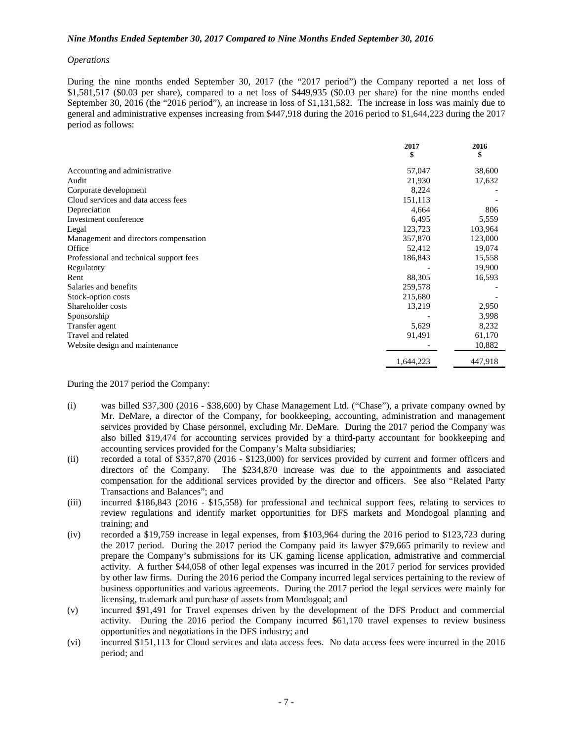*Nine Months Ended September 30, 2017 Compared to Nine Months Ended September 30, 2016*

*Operations*

During the nine months ended September 30, 2017 (the "2017 period") the Company reported a net loss of $1,581,517 ($0.03 per share), compared to a net loss of $449,935 ($0.03 per share) for the nine months ended September 30, 2016 (the "2016 period"), an increase in loss of $1,131,582. The increase in loss was mainly due to general and administrative expenses increasing from $447,918 during the 2016 period to $1,644,223 during the 2017 period as follows:

| | 2017<br>$ | 2016<br>$ |
|---|---|---|
| Accounting and administrative | 57,047 | 38,600 |
| Audit | 21,930 | 17,632 |
| Corporate development | 8,224 | - |
| Cloud services and data access fees | 151,113 | - |
| Depreciation | 4,664 | 806 |
| Investment conference | 6,495 | 5,559 |
| Legal | 123,723 | 103,964 |
| Management and directors compensation | 357,870 | 123,000 |
| Office | 52,412 | 19,074 |
| Professional and technical support fees | 186,843 | 15,558 |
| Regulatory | - | 19,900 |
| Rent | 88,305 | 16,593 |
| Salaries and benefits | 259,578 | - |
| Stock-option costs | 215,680 | - |
| Shareholder costs | 13,219 | 2,950 |
| Sponsorship | - | 3,998 |
| Transfer agent | 5,629 | 8,232 |
| Travel and related | 91,491 | 61,170 |
| Website design and maintenance | - | 10,882 |
| | 1,644,223 | 447,918 |

During the 2017 period the Company:

(i) was billed $37,300 (2016 - $38,600) by Chase Management Ltd. ("Chase"), a private company owned by Mr. DeMare, a director of the Company, for bookkeeping, accounting, administration and management services provided by Chase personnel, excluding Mr. DeMare. During the 2017 period the Company was also billed $19,474 for accounting services provided by a third-party accountant for bookkeeping and accounting services provided for the Company's Malta subsidiaries;

(ii) recorded a total of $357,870 (2016 - $123,000) for services provided by current and former officers and directors of the Company. The $234,870 increase was due to the appointments and associated compensation for the additional services provided by the director and officers. See also "Related Party Transactions and Balances"; and

(iii) incurred $186,843 (2016 - $15,558) for professional and technical support fees, relating to services to review regulations and identify market opportunities for DFS markets and Mondogoal planning and training; and

(iv) recorded a $19,759 increase in legal expenses, from $103,964 during the 2016 period to $123,723 during the 2017 period. During the 2017 period the Company paid its lawyer $79,665 primarily to review and prepare the Company's submissions for its UK gaming license application, admistrative and commercial activity. A further $44,058 of other legal expenses was incurred in the 2017 period for services provided by other law firms. During the 2016 period the Company incurred legal services pertaining to the review of business opportunities and various agreements. During the 2017 period the legal services were mainly for licensing, trademark and purchase of assets from Mondogoal; and

(v) incurred $91,491 for Travel expenses driven by the development of the DFS Product and commercial activity. During the 2016 period the Company incurred $61,170 travel expenses to review business opportunities and negotiations in the DFS industry; and

(vi) incurred $151,113 for Cloud services and data access fees. No data access fees were incurred in the 2016 period; and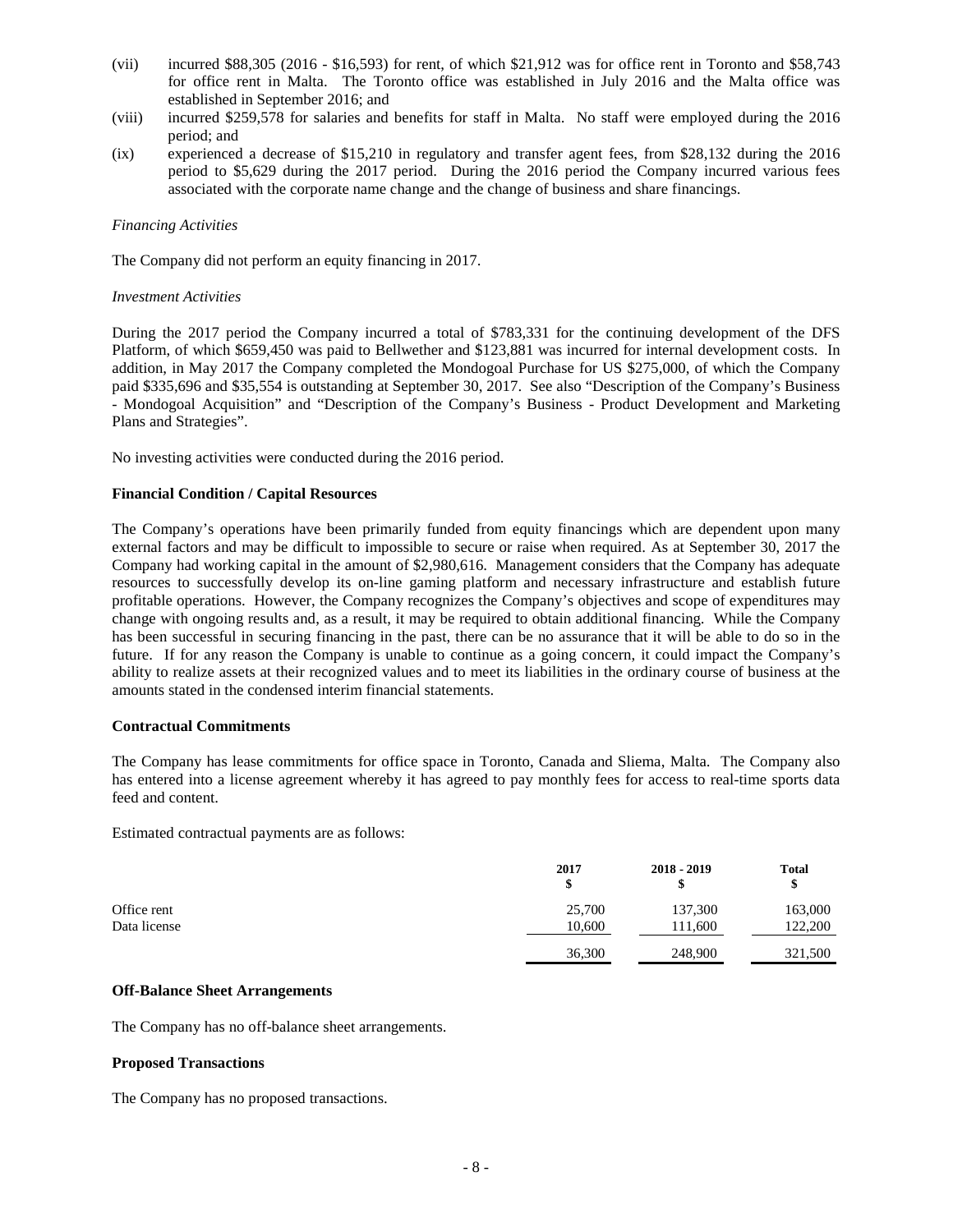(vii) incurred $88,305 (2016 - $16,593) for rent, of which $21,912 was for office rent in Toronto and $58,743 for office rent in Malta. The Toronto office was established in July 2016 and the Malta office was established in September 2016; and

(viii) incurred $259,578 for salaries and benefits for staff in Malta. No staff were employed during the 2016 period; and

(ix) experienced a decrease of $15,210 in regulatory and transfer agent fees, from $28,132 during the 2016 period to $5,629 during the 2017 period. During the 2016 period the Company incurred various fees associated with the corporate name change and the change of business and share financings.

*Financing Activities*

The Company did not perform an equity financing in 2017.

*Investment Activities*

During the 2017 period the Company incurred a total of $783,331 for the continuing development of the DFS Platform, of which $659,450 was paid to Bellwether and $123,881 was incurred for internal development costs. In addition, in May 2017 the Company completed the Mondogoal Purchase for US $275,000, of which the Company paid $335,696 and $35,554 is outstanding at September 30, 2017. See also "Description of the Company's Business - Mondogoal Acquisition" and "Description of the Company's Business - Product Development and Marketing Plans and Strategies".

No investing activities were conducted during the 2016 period.

**Financial Condition / Capital Resources**

The Company's operations have been primarily funded from equity financings which are dependent upon many external factors and may be difficult to impossible to secure or raise when required. As at September 30, 2017 the Company had working capital in the amount of $2,980,616. Management considers that the Company has adequate resources to successfully develop its on-line gaming platform and necessary infrastructure and establish future profitable operations. However, the Company recognizes the Company's objectives and scope of expenditures may change with ongoing results and, as a result, it may be required to obtain additional financing. While the Company has been successful in securing financing in the past, there can be no assurance that it will be able to do so in the future. If for any reason the Company is unable to continue as a going concern, it could impact the Company's ability to realize assets at their recognized values and to meet its liabilities in the ordinary course of business at the amounts stated in the condensed interim financial statements.

**Contractual Commitments**

The Company has lease commitments for office space in Toronto, Canada and Sliema, Malta. The Company also has entered into a license agreement whereby it has agreed to pay monthly fees for access to real-time sports data feed and content.

Estimated contractual payments are as follows:

| | 2017<br>$ | 2018 - 2019<br>$ | Total<br>$ |
|---|---|---|---|
| Office rent | 25,700 | 137,300 | 163,000 |
| Data license | 10,600 | 111,600 | 122,200 |
| | 36,300 | 248,900 | 321,500 |

**Off-Balance Sheet Arrangements**

The Company has no off-balance sheet arrangements.

**Proposed Transactions**

The Company has no proposed transactions.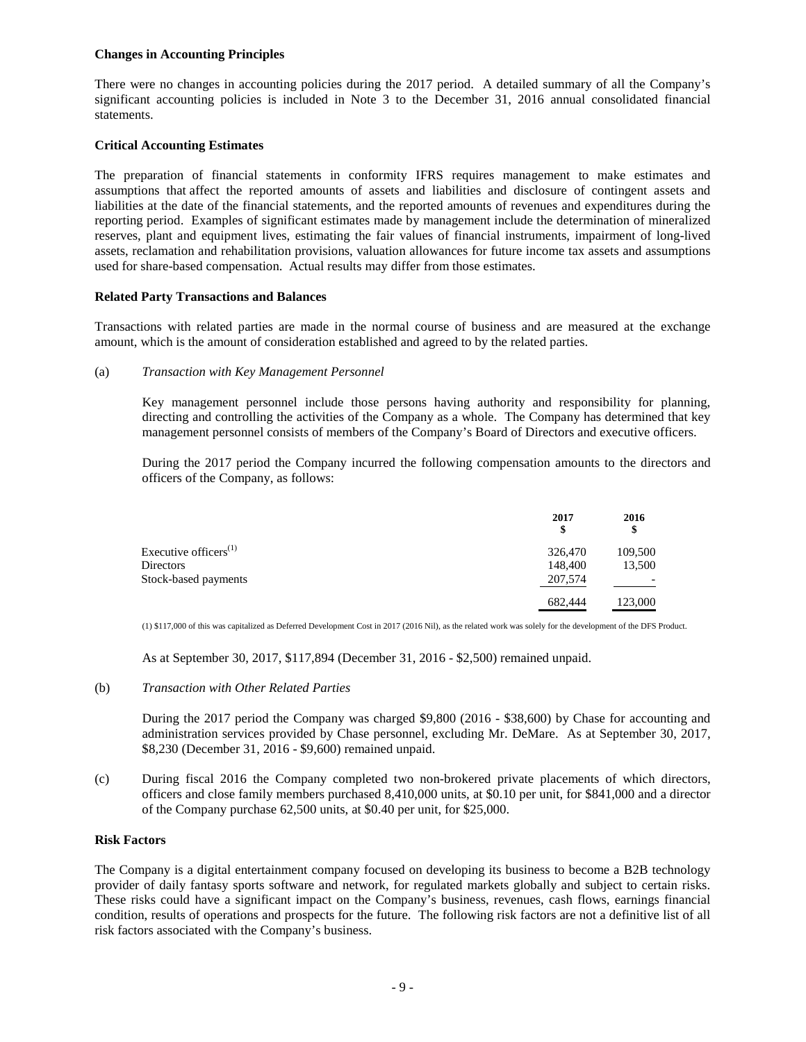**Changes in Accounting Principles**

There were no changes in accounting policies during the 2017 period. A detailed summary of all the Company's significant accounting policies is included in Note 3 to the December 31, 2016 annual consolidated financial statements.

**Critical Accounting Estimates**

The preparation of financial statements in conformity IFRS requires management to make estimates and assumptions that affect the reported amounts of assets and liabilities and disclosure of contingent assets and liabilities at the date of the financial statements, and the reported amounts of revenues and expenditures during the reporting period. Examples of significant estimates made by management include the determination of mineralized reserves, plant and equipment lives, estimating the fair values of financial instruments, impairment of long-lived assets, reclamation and rehabilitation provisions, valuation allowances for future income tax assets and assumptions used for share-based compensation. Actual results may differ from those estimates.

**Related Party Transactions and Balances**

Transactions with related parties are made in the normal course of business and are measured at the exchange amount, which is the amount of consideration established and agreed to by the related parties.

(a) *Transaction with Key Management Personnel*

Key management personnel include those persons having authority and responsibility for planning, directing and controlling the activities of the Company as a whole. The Company has determined that key management personnel consists of members of the Company's Board of Directors and executive officers.

During the 2017 period the Company incurred the following compensation amounts to the directors and officers of the Company, as follows:

| | 2017 $ | 2016 $ |
|---|---|---|
| Executive officers[(1)] | 326,470 | 109,500 |
| Directors | 148,400 | 13,500 |
| Stock-based payments | 207,574 | - |
| | 682,444 | 123,000 |

(1) $117,000 of this was capitalized as Deferred Development Cost in 2017 (2016 Nil), as the related work was solely for the development of the DFS Product.

As at September 30, 2017, $117,894 (December 31, 2016 - $2,500) remained unpaid.

(b) *Transaction with Other Related Parties*

During the 2017 period the Company was charged $9,800 (2016 - $38,600) by Chase for accounting and administration services provided by Chase personnel, excluding Mr. DeMare. As at September 30, 2017, $8,230 (December 31, 2016 - $9,600) remained unpaid.

(c) During fiscal 2016 the Company completed two non-brokered private placements of which directors, officers and close family members purchased 8,410,000 units, at $0.10 per unit, for $841,000 and a director of the Company purchase 62,500 units, at $0.40 per unit, for $25,000.

**Risk Factors**

The Company is a digital entertainment company focused on developing its business to become a B2B technology provider of daily fantasy sports software and network, for regulated markets globally and subject to certain risks. These risks could have a significant impact on the Company's business, revenues, cash flows, earnings financial condition, results of operations and prospects for the future. The following risk factors are not a definitive list of all risk factors associated with the Company's business.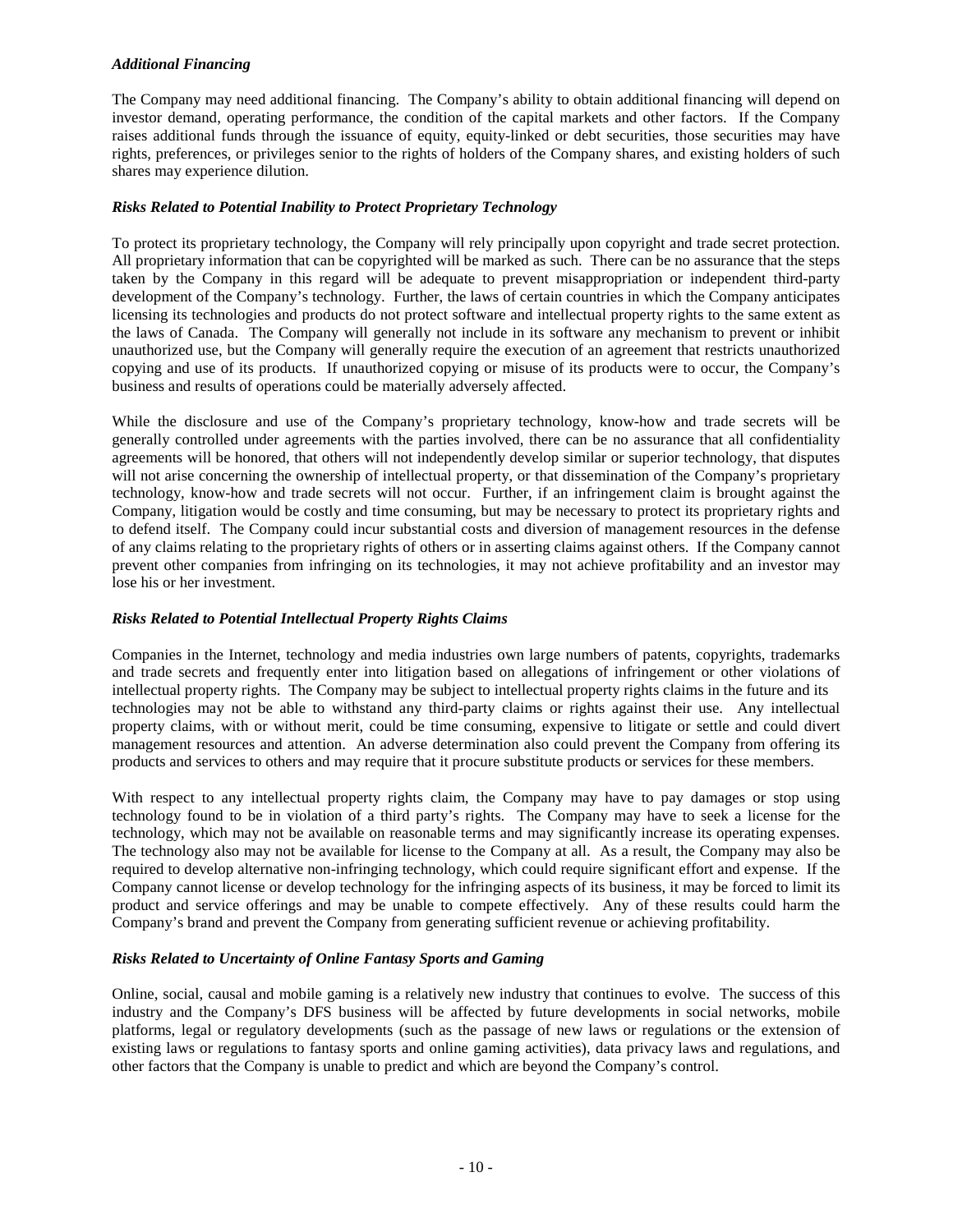***Additional Financing***

The Company may need additional financing. The Company's ability to obtain additional financing will depend on investor demand, operating performance, the condition of the capital markets and other factors. If the Company raises additional funds through the issuance of equity, equity-linked or debt securities, those securities may have rights, preferences, or privileges senior to the rights of holders of the Company shares, and existing holders of such shares may experience dilution.

***Risks Related to Potential Inability to Protect Proprietary Technology***

To protect its proprietary technology, the Company will rely principally upon copyright and trade secret protection. All proprietary information that can be copyrighted will be marked as such. There can be no assurance that the steps taken by the Company in this regard will be adequate to prevent misappropriation or independent third-party development of the Company's technology. Further, the laws of certain countries in which the Company anticipates licensing its technologies and products do not protect software and intellectual property rights to the same extent as the laws of Canada. The Company will generally not include in its software any mechanism to prevent or inhibit unauthorized use, but the Company will generally require the execution of an agreement that restricts unauthorized copying and use of its products. If unauthorized copying or misuse of its products were to occur, the Company's business and results of operations could be materially adversely affected.

While the disclosure and use of the Company's proprietary technology, know-how and trade secrets will be generally controlled under agreements with the parties involved, there can be no assurance that all confidentiality agreements will be honored, that others will not independently develop similar or superior technology, that disputes will not arise concerning the ownership of intellectual property, or that dissemination of the Company's proprietary technology, know-how and trade secrets will not occur. Further, if an infringement claim is brought against the Company, litigation would be costly and time consuming, but may be necessary to protect its proprietary rights and to defend itself. The Company could incur substantial costs and diversion of management resources in the defense of any claims relating to the proprietary rights of others or in asserting claims against others. If the Company cannot prevent other companies from infringing on its technologies, it may not achieve profitability and an investor may lose his or her investment.

***Risks Related to Potential Intellectual Property Rights Claims***

Companies in the Internet, technology and media industries own large numbers of patents, copyrights, trademarks and trade secrets and frequently enter into litigation based on allegations of infringement or other violations of intellectual property rights. The Company may be subject to intellectual property rights claims in the future and its technologies may not be able to withstand any third-party claims or rights against their use. Any intellectual property claims, with or without merit, could be time consuming, expensive to litigate or settle and could divert management resources and attention. An adverse determination also could prevent the Company from offering its products and services to others and may require that it procure substitute products or services for these members.

With respect to any intellectual property rights claim, the Company may have to pay damages or stop using technology found to be in violation of a third party's rights. The Company may have to seek a license for the technology, which may not be available on reasonable terms and may significantly increase its operating expenses. The technology also may not be available for license to the Company at all. As a result, the Company may also be required to develop alternative non-infringing technology, which could require significant effort and expense. If the Company cannot license or develop technology for the infringing aspects of its business, it may be forced to limit its product and service offerings and may be unable to compete effectively. Any of these results could harm the Company's brand and prevent the Company from generating sufficient revenue or achieving profitability.

***Risks Related to Uncertainty of Online Fantasy Sports and Gaming***

Online, social, causal and mobile gaming is a relatively new industry that continues to evolve. The success of this industry and the Company's DFS business will be affected by future developments in social networks, mobile platforms, legal or regulatory developments (such as the passage of new laws or regulations or the extension of existing laws or regulations to fantasy sports and online gaming activities), data privacy laws and regulations, and other factors that the Company is unable to predict and which are beyond the Company's control.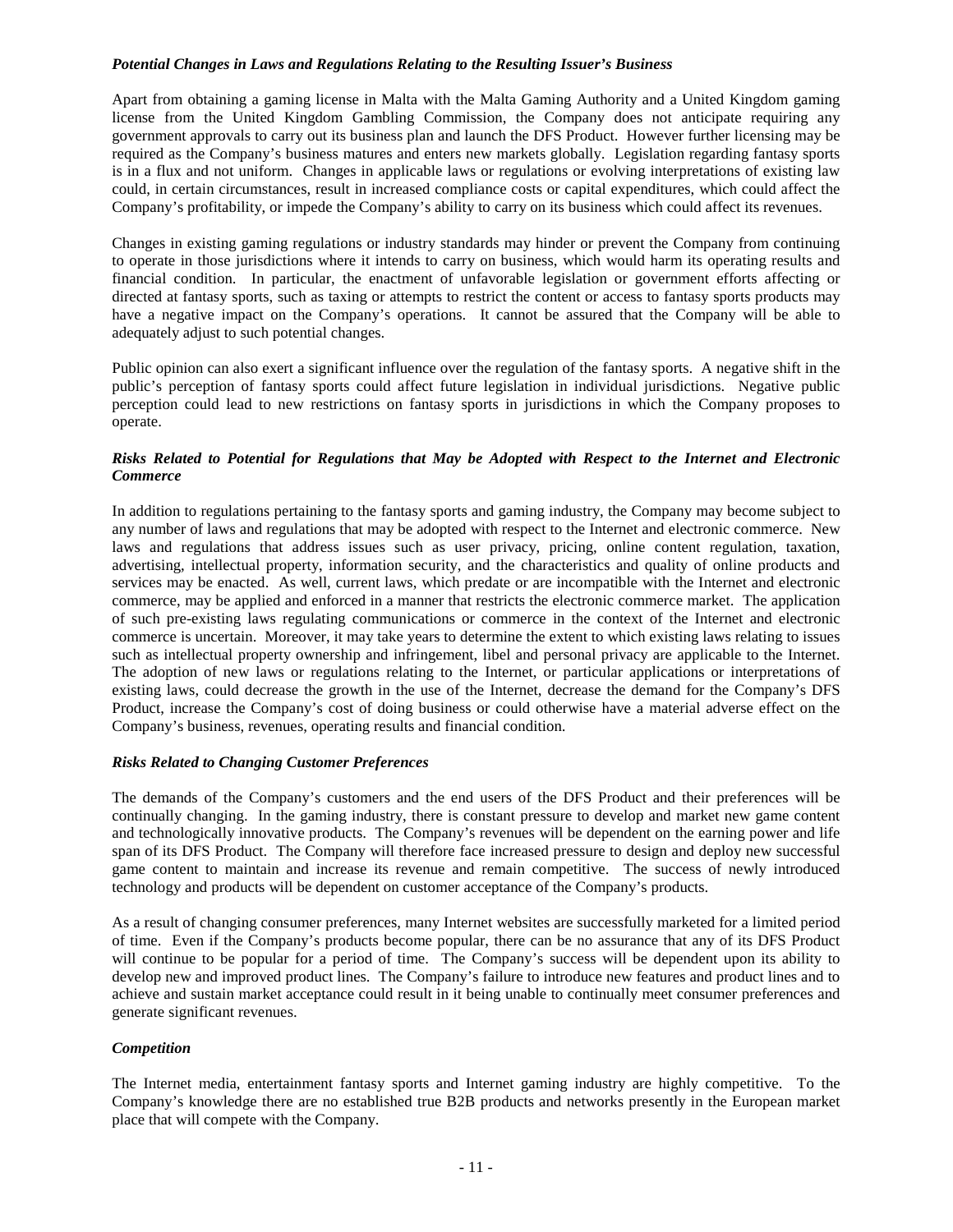### *Potential Changes in Laws and Regulations Relating to the Resulting Issuer's Business*

Apart from obtaining a gaming license in Malta with the Malta Gaming Authority and a United Kingdom gaming license from the United Kingdom Gambling Commission, the Company does not anticipate requiring any government approvals to carry out its business plan and launch the DFS Product. However further licensing may be required as the Company's business matures and enters new markets globally. Legislation regarding fantasy sports is in a flux and not uniform. Changes in applicable laws or regulations or evolving interpretations of existing law could, in certain circumstances, result in increased compliance costs or capital expenditures, which could affect the Company's profitability, or impede the Company's ability to carry on its business which could affect its revenues.

Changes in existing gaming regulations or industry standards may hinder or prevent the Company from continuing to operate in those jurisdictions where it intends to carry on business, which would harm its operating results and financial condition. In particular, the enactment of unfavorable legislation or government efforts affecting or directed at fantasy sports, such as taxing or attempts to restrict the content or access to fantasy sports products may have a negative impact on the Company's operations. It cannot be assured that the Company will be able to adequately adjust to such potential changes.

Public opinion can also exert a significant influence over the regulation of the fantasy sports. A negative shift in the public's perception of fantasy sports could affect future legislation in individual jurisdictions. Negative public perception could lead to new restrictions on fantasy sports in jurisdictions in which the Company proposes to operate.

### *Risks Related to Potential for Regulations that May be Adopted with Respect to the Internet and Electronic Commerce*

In addition to regulations pertaining to the fantasy sports and gaming industry, the Company may become subject to any number of laws and regulations that may be adopted with respect to the Internet and electronic commerce. New laws and regulations that address issues such as user privacy, pricing, online content regulation, taxation, advertising, intellectual property, information security, and the characteristics and quality of online products and services may be enacted. As well, current laws, which predate or are incompatible with the Internet and electronic commerce, may be applied and enforced in a manner that restricts the electronic commerce market. The application of such pre-existing laws regulating communications or commerce in the context of the Internet and electronic commerce is uncertain. Moreover, it may take years to determine the extent to which existing laws relating to issues such as intellectual property ownership and infringement, libel and personal privacy are applicable to the Internet. The adoption of new laws or regulations relating to the Internet, or particular applications or interpretations of existing laws, could decrease the growth in the use of the Internet, decrease the demand for the Company's DFS Product, increase the Company's cost of doing business or could otherwise have a material adverse effect on the Company's business, revenues, operating results and financial condition.

### *Risks Related to Changing Customer Preferences*

The demands of the Company's customers and the end users of the DFS Product and their preferences will be continually changing. In the gaming industry, there is constant pressure to develop and market new game content and technologically innovative products. The Company's revenues will be dependent on the earning power and life span of its DFS Product. The Company will therefore face increased pressure to design and deploy new successful game content to maintain and increase its revenue and remain competitive. The success of newly introduced technology and products will be dependent on customer acceptance of the Company's products.

As a result of changing consumer preferences, many Internet websites are successfully marketed for a limited period of time. Even if the Company's products become popular, there can be no assurance that any of its DFS Product will continue to be popular for a period of time. The Company's success will be dependent upon its ability to develop new and improved product lines. The Company's failure to introduce new features and product lines and to achieve and sustain market acceptance could result in it being unable to continually meet consumer preferences and generate significant revenues.

### *Competition*

The Internet media, entertainment fantasy sports and Internet gaming industry are highly competitive. To the Company's knowledge there are no established true B2B products and networks presently in the European market place that will compete with the Company.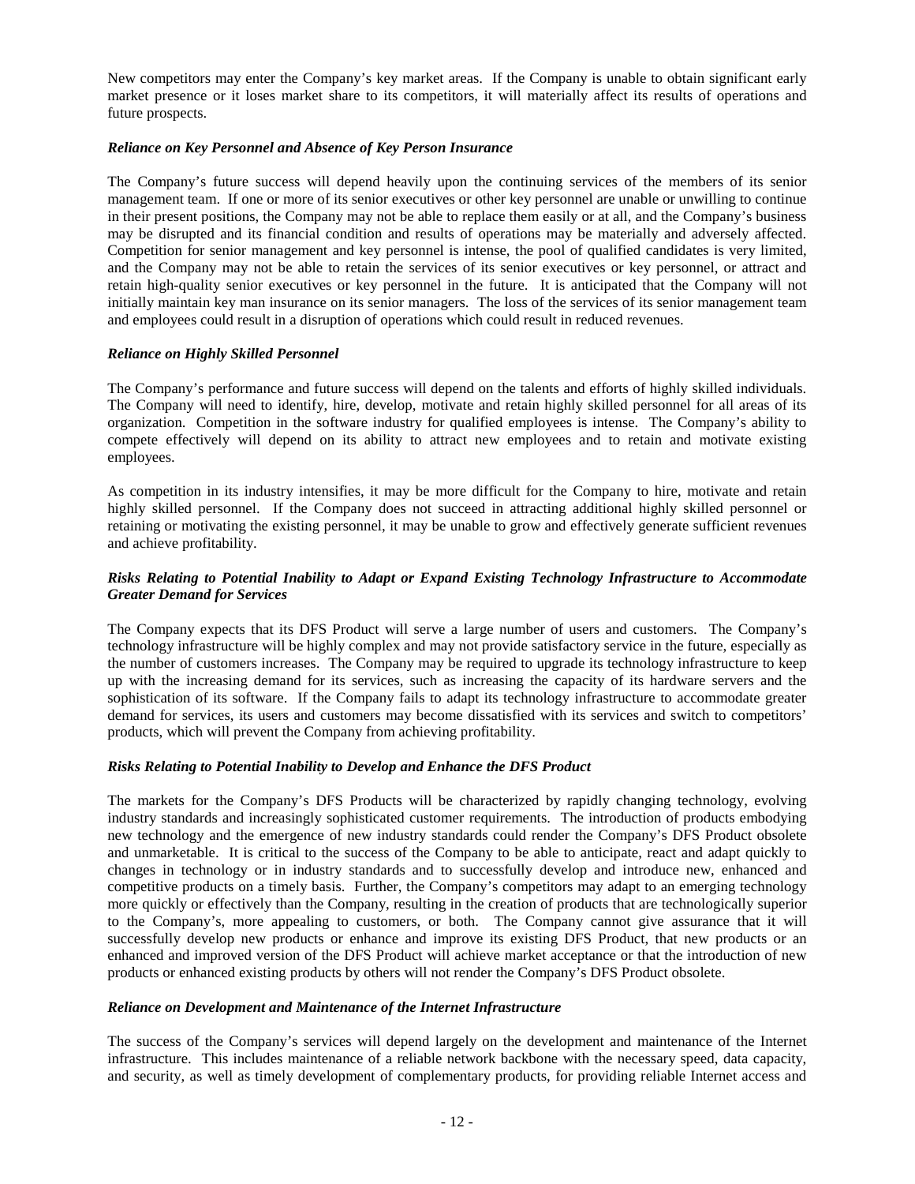New competitors may enter the Company's key market areas. If the Company is unable to obtain significant early market presence or it loses market share to its competitors, it will materially affect its results of operations and future prospects.

***Reliance on Key Personnel and Absence of Key Person Insurance***

The Company's future success will depend heavily upon the continuing services of the members of its senior management team. If one or more of its senior executives or other key personnel are unable or unwilling to continue in their present positions, the Company may not be able to replace them easily or at all, and the Company's business may be disrupted and its financial condition and results of operations may be materially and adversely affected. Competition for senior management and key personnel is intense, the pool of qualified candidates is very limited, and the Company may not be able to retain the services of its senior executives or key personnel, or attract and retain high-quality senior executives or key personnel in the future. It is anticipated that the Company will not initially maintain key man insurance on its senior managers. The loss of the services of its senior management team and employees could result in a disruption of operations which could result in reduced revenues.

***Reliance on Highly Skilled Personnel***

The Company's performance and future success will depend on the talents and efforts of highly skilled individuals. The Company will need to identify, hire, develop, motivate and retain highly skilled personnel for all areas of its organization. Competition in the software industry for qualified employees is intense. The Company's ability to compete effectively will depend on its ability to attract new employees and to retain and motivate existing employees.

As competition in its industry intensifies, it may be more difficult for the Company to hire, motivate and retain highly skilled personnel. If the Company does not succeed in attracting additional highly skilled personnel or retaining or motivating the existing personnel, it may be unable to grow and effectively generate sufficient revenues and achieve profitability.

***Risks Relating to Potential Inability to Adapt or Expand Existing Technology Infrastructure to Accommodate Greater Demand for Services***

The Company expects that its DFS Product will serve a large number of users and customers. The Company's technology infrastructure will be highly complex and may not provide satisfactory service in the future, especially as the number of customers increases. The Company may be required to upgrade its technology infrastructure to keep up with the increasing demand for its services, such as increasing the capacity of its hardware servers and the sophistication of its software. If the Company fails to adapt its technology infrastructure to accommodate greater demand for services, its users and customers may become dissatisfied with its services and switch to competitors' products, which will prevent the Company from achieving profitability.

***Risks Relating to Potential Inability to Develop and Enhance the DFS Product***

The markets for the Company's DFS Products will be characterized by rapidly changing technology, evolving industry standards and increasingly sophisticated customer requirements. The introduction of products embodying new technology and the emergence of new industry standards could render the Company's DFS Product obsolete and unmarketable. It is critical to the success of the Company to be able to anticipate, react and adapt quickly to changes in technology or in industry standards and to successfully develop and introduce new, enhanced and competitive products on a timely basis. Further, the Company's competitors may adapt to an emerging technology more quickly or effectively than the Company, resulting in the creation of products that are technologically superior to the Company's, more appealing to customers, or both. The Company cannot give assurance that it will successfully develop new products or enhance and improve its existing DFS Product, that new products or an enhanced and improved version of the DFS Product will achieve market acceptance or that the introduction of new products or enhanced existing products by others will not render the Company's DFS Product obsolete.

***Reliance on Development and Maintenance of the Internet Infrastructure***

The success of the Company's services will depend largely on the development and maintenance of the Internet infrastructure. This includes maintenance of a reliable network backbone with the necessary speed, data capacity, and security, as well as timely development of complementary products, for providing reliable Internet access and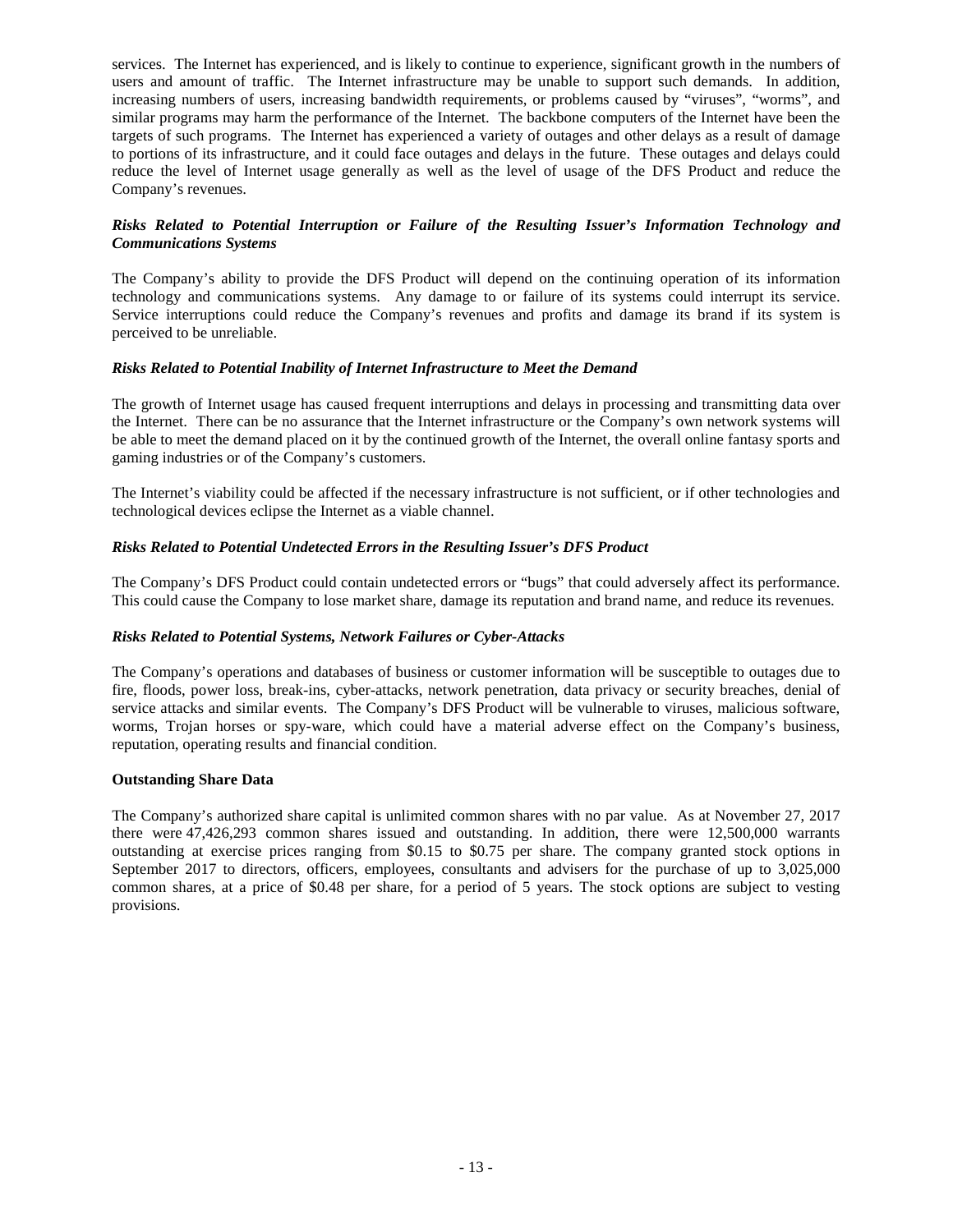services. The Internet has experienced, and is likely to continue to experience, significant growth in the numbers of users and amount of traffic. The Internet infrastructure may be unable to support such demands. In addition, increasing numbers of users, increasing bandwidth requirements, or problems caused by "viruses", "worms", and similar programs may harm the performance of the Internet. The backbone computers of the Internet have been the targets of such programs. The Internet has experienced a variety of outages and other delays as a result of damage to portions of its infrastructure, and it could face outages and delays in the future. These outages and delays could reduce the level of Internet usage generally as well as the level of usage of the DFS Product and reduce the Company's revenues.

***Risks Related to Potential Interruption or Failure of the Resulting Issuer's Information Technology and Communications Systems***

The Company's ability to provide the DFS Product will depend on the continuing operation of its information technology and communications systems. Any damage to or failure of its systems could interrupt its service. Service interruptions could reduce the Company's revenues and profits and damage its brand if its system is perceived to be unreliable.

***Risks Related to Potential Inability of Internet Infrastructure to Meet the Demand***

The growth of Internet usage has caused frequent interruptions and delays in processing and transmitting data over the Internet. There can be no assurance that the Internet infrastructure or the Company's own network systems will be able to meet the demand placed on it by the continued growth of the Internet, the overall online fantasy sports and gaming industries or of the Company's customers.

The Internet's viability could be affected if the necessary infrastructure is not sufficient, or if other technologies and technological devices eclipse the Internet as a viable channel.

***Risks Related to Potential Undetected Errors in the Resulting Issuer's DFS Product***

The Company's DFS Product could contain undetected errors or "bugs" that could adversely affect its performance. This could cause the Company to lose market share, damage its reputation and brand name, and reduce its revenues.

***Risks Related to Potential Systems, Network Failures or Cyber-Attacks***

The Company's operations and databases of business or customer information will be susceptible to outages due to fire, floods, power loss, break-ins, cyber-attacks, network penetration, data privacy or security breaches, denial of service attacks and similar events. The Company's DFS Product will be vulnerable to viruses, malicious software, worms, Trojan horses or spy-ware, which could have a material adverse effect on the Company's business, reputation, operating results and financial condition.

**Outstanding Share Data**

The Company's authorized share capital is unlimited common shares with no par value. As at November 27, 2017 there were 47,426,293 common shares issued and outstanding. In addition, there were 12,500,000 warrants outstanding at exercise prices ranging from \$0.15 to \$0.75 per share. The company granted stock options in September 2017 to directors, officers, employees, consultants and advisers for the purchase of up to 3,025,000 common shares, at a price of \$0.48 per share, for a period of 5 years. The stock options are subject to vesting provisions.